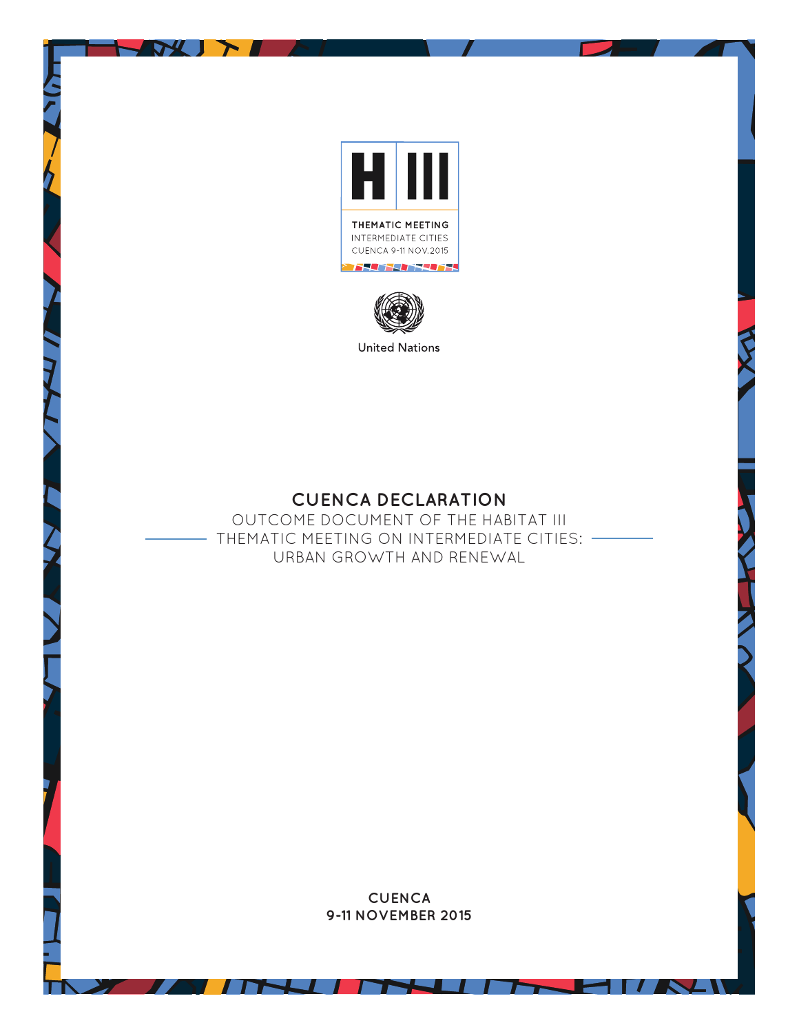H III

THEMATIC MEETING
INTERMEDIATE CITIES
CUENCA 9-11 NOV. 2015

United Nations

# CUENCA DECLARATION

OUTCOME DOCUMENT OF THE HABITAT III THEMATIC MEETING ON INTERMEDIATE CITIES: URBAN GROWTH AND RENEWAL

**CUENCA**
**9-11 NOVEMBER 2015**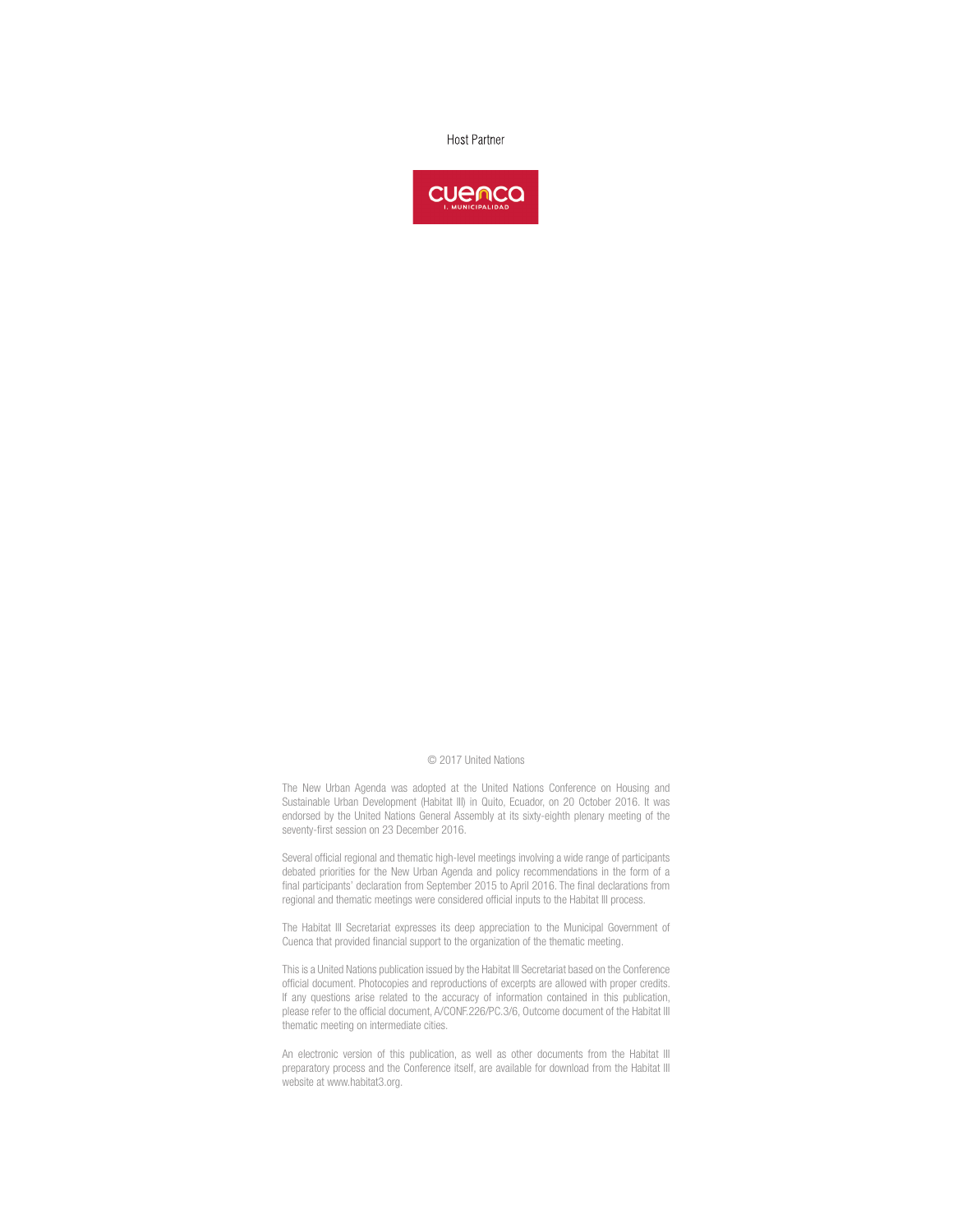Host Partner

cuenca
I. MUNICIPALIDAD

© 2017 United Nations

The New Urban Agenda was adopted at the United Nations Conference on Housing and Sustainable Urban Development (Habitat III) in Quito, Ecuador, on 20 October 2016. It was endorsed by the United Nations General Assembly at its sixty-eighth plenary meeting of the seventy-first session on 23 December 2016.

Several official regional and thematic high-level meetings involving a wide range of participants debated priorities for the New Urban Agenda and policy recommendations in the form of a final participants' declaration from September 2015 to April 2016. The final declarations from regional and thematic meetings were considered official inputs to the Habitat III process.

The Habitat III Secretariat expresses its deep appreciation to the Municipal Government of Cuenca that provided financial support to the organization of the thematic meeting.

This is a United Nations publication issued by the Habitat III Secretariat based on the Conference official document. Photocopies and reproductions of excerpts are allowed with proper credits. If any questions arise related to the accuracy of information contained in this publication, please refer to the official document, A/CONF.226/PC.3/6, Outcome document of the Habitat III thematic meeting on intermediate cities.

An electronic version of this publication, as well as other documents from the Habitat III preparatory process and the Conference itself, are available for download from the Habitat III website at www.habitat3.org.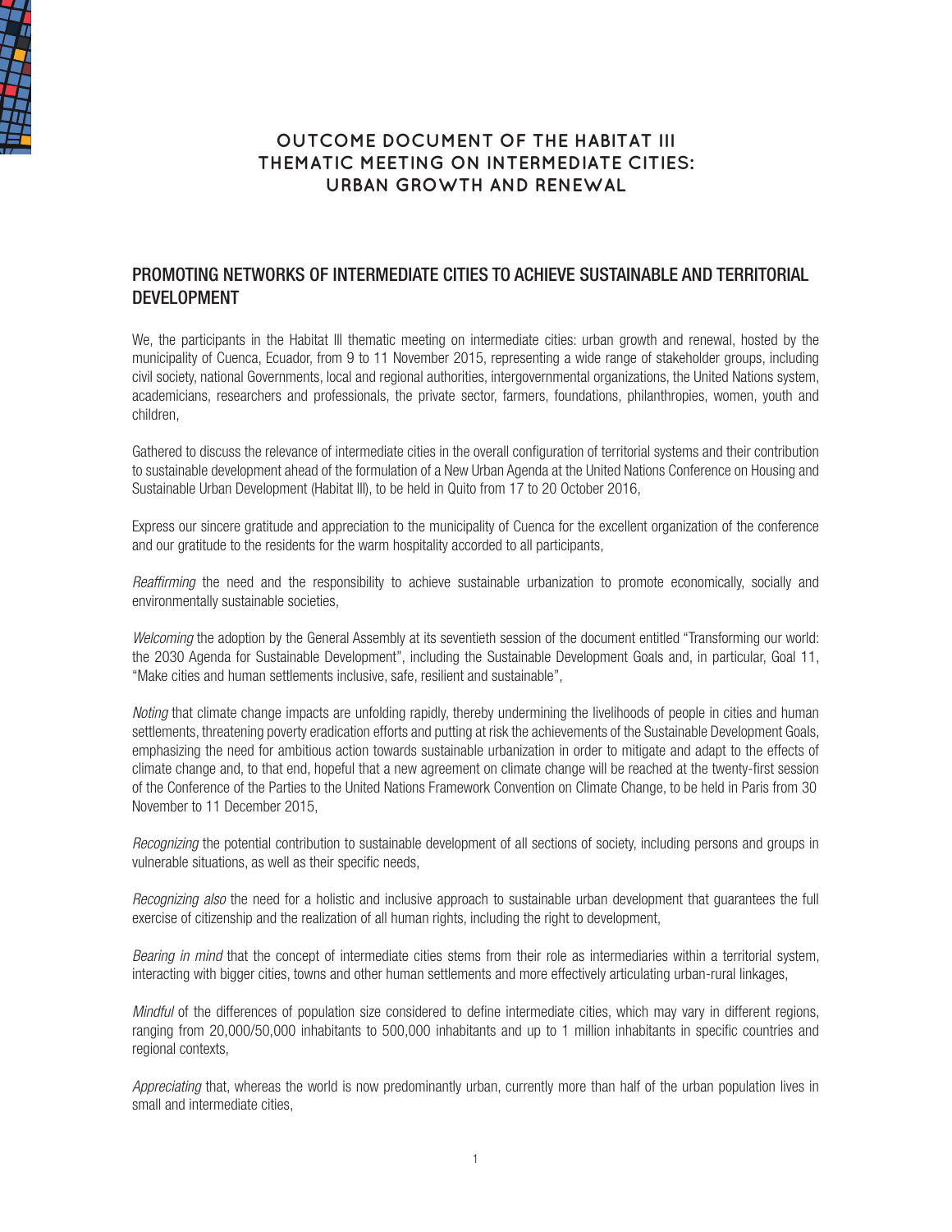# OUTCOME DOCUMENT OF THE HABITAT III THEMATIC MEETING ON INTERMEDIATE CITIES: URBAN GROWTH AND RENEWAL

## PROMOTING NETWORKS OF INTERMEDIATE CITIES TO ACHIEVE SUSTAINABLE AND TERRITORIAL DEVELOPMENT

We, the participants in the Habitat III thematic meeting on intermediate cities: urban growth and renewal, hosted by the municipality of Cuenca, Ecuador, from 9 to 11 November 2015, representing a wide range of stakeholder groups, including civil society, national Governments, local and regional authorities, intergovernmental organizations, the United Nations system, academicians, researchers and professionals, the private sector, farmers, foundations, philanthropies, women, youth and children,

Gathered to discuss the relevance of intermediate cities in the overall configuration of territorial systems and their contribution to sustainable development ahead of the formulation of a New Urban Agenda at the United Nations Conference on Housing and Sustainable Urban Development (Habitat III), to be held in Quito from 17 to 20 October 2016,

Express our sincere gratitude and appreciation to the municipality of Cuenca for the excellent organization of the conference and our gratitude to the residents for the warm hospitality accorded to all participants,

*Reaffirming* the need and the responsibility to achieve sustainable urbanization to promote economically, socially and environmentally sustainable societies,

*Welcoming* the adoption by the General Assembly at its seventieth session of the document entitled "Transforming our world: the 2030 Agenda for Sustainable Development", including the Sustainable Development Goals and, in particular, Goal 11, "Make cities and human settlements inclusive, safe, resilient and sustainable",

*Noting* that climate change impacts are unfolding rapidly, thereby undermining the livelihoods of people in cities and human settlements, threatening poverty eradication efforts and putting at risk the achievements of the Sustainable Development Goals, emphasizing the need for ambitious action towards sustainable urbanization in order to mitigate and adapt to the effects of climate change and, to that end, hopeful that a new agreement on climate change will be reached at the twenty-first session of the Conference of the Parties to the United Nations Framework Convention on Climate Change, to be held in Paris from 30 November to 11 December 2015,

*Recognizing* the potential contribution to sustainable development of all sections of society, including persons and groups in vulnerable situations, as well as their specific needs,

*Recognizing also* the need for a holistic and inclusive approach to sustainable urban development that guarantees the full exercise of citizenship and the realization of all human rights, including the right to development,

*Bearing in mind* that the concept of intermediate cities stems from their role as intermediaries within a territorial system, interacting with bigger cities, towns and other human settlements and more effectively articulating urban-rural linkages,

*Mindful* of the differences of population size considered to define intermediate cities, which may vary in different regions, ranging from 20,000/50,000 inhabitants to 500,000 inhabitants and up to 1 million inhabitants in specific countries and regional contexts,

*Appreciating* that, whereas the world is now predominantly urban, currently more than half of the urban population lives in small and intermediate cities,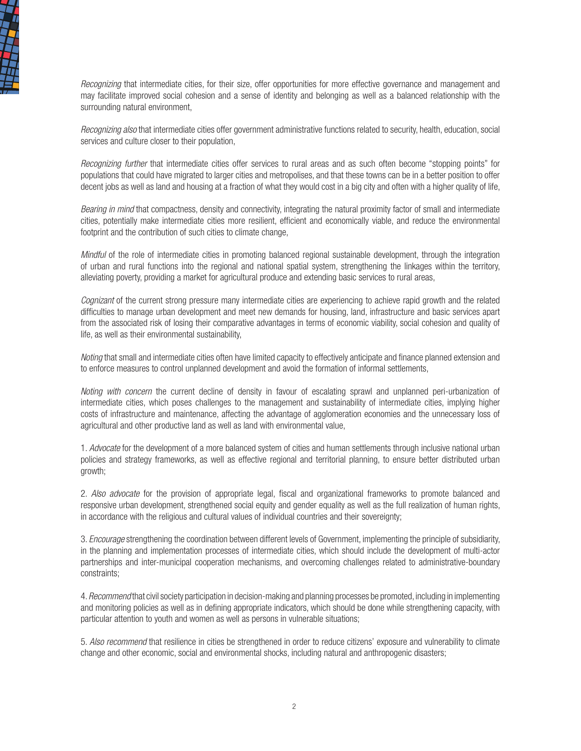*Recognizing* that intermediate cities, for their size, offer opportunities for more effective governance and management and may facilitate improved social cohesion and a sense of identity and belonging as well as a balanced relationship with the surrounding natural environment,

*Recognizing also* that intermediate cities offer government administrative functions related to security, health, education, social services and culture closer to their population,

*Recognizing further* that intermediate cities offer services to rural areas and as such often become "stopping points" for populations that could have migrated to larger cities and metropolises, and that these towns can be in a better position to offer decent jobs as well as land and housing at a fraction of what they would cost in a big city and often with a higher quality of life,

*Bearing in mind* that compactness, density and connectivity, integrating the natural proximity factor of small and intermediate cities, potentially make intermediate cities more resilient, efficient and economically viable, and reduce the environmental footprint and the contribution of such cities to climate change,

*Mindful* of the role of intermediate cities in promoting balanced regional sustainable development, through the integration of urban and rural functions into the regional and national spatial system, strengthening the linkages within the territory, alleviating poverty, providing a market for agricultural produce and extending basic services to rural areas,

*Cognizant* of the current strong pressure many intermediate cities are experiencing to achieve rapid growth and the related difficulties to manage urban development and meet new demands for housing, land, infrastructure and basic services apart from the associated risk of losing their comparative advantages in terms of economic viability, social cohesion and quality of life, as well as their environmental sustainability,

*Noting* that small and intermediate cities often have limited capacity to effectively anticipate and finance planned extension and to enforce measures to control unplanned development and avoid the formation of informal settlements,

*Noting with concern* the current decline of density in favour of escalating sprawl and unplanned peri-urbanization of intermediate cities, which poses challenges to the management and sustainability of intermediate cities, implying higher costs of infrastructure and maintenance, affecting the advantage of agglomeration economies and the unnecessary loss of agricultural and other productive land as well as land with environmental value,

1. *Advocate* for the development of a more balanced system of cities and human settlements through inclusive national urban policies and strategy frameworks, as well as effective regional and territorial planning, to ensure better distributed urban growth;

2. *Also advocate* for the provision of appropriate legal, fiscal and organizational frameworks to promote balanced and responsive urban development, strengthened social equity and gender equality as well as the full realization of human rights, in accordance with the religious and cultural values of individual countries and their sovereignty;

3. *Encourage* strengthening the coordination between different levels of Government, implementing the principle of subsidiarity, in the planning and implementation processes of intermediate cities, which should include the development of multi-actor partnerships and inter-municipal cooperation mechanisms, and overcoming challenges related to administrative-boundary constraints;

4. *Recommend* that civil society participation in decision-making and planning processes be promoted, including in implementing and monitoring policies as well as in defining appropriate indicators, which should be done while strengthening capacity, with particular attention to youth and women as well as persons in vulnerable situations;

5. *Also recommend* that resilience in cities be strengthened in order to reduce citizens' exposure and vulnerability to climate change and other economic, social and environmental shocks, including natural and anthropogenic disasters;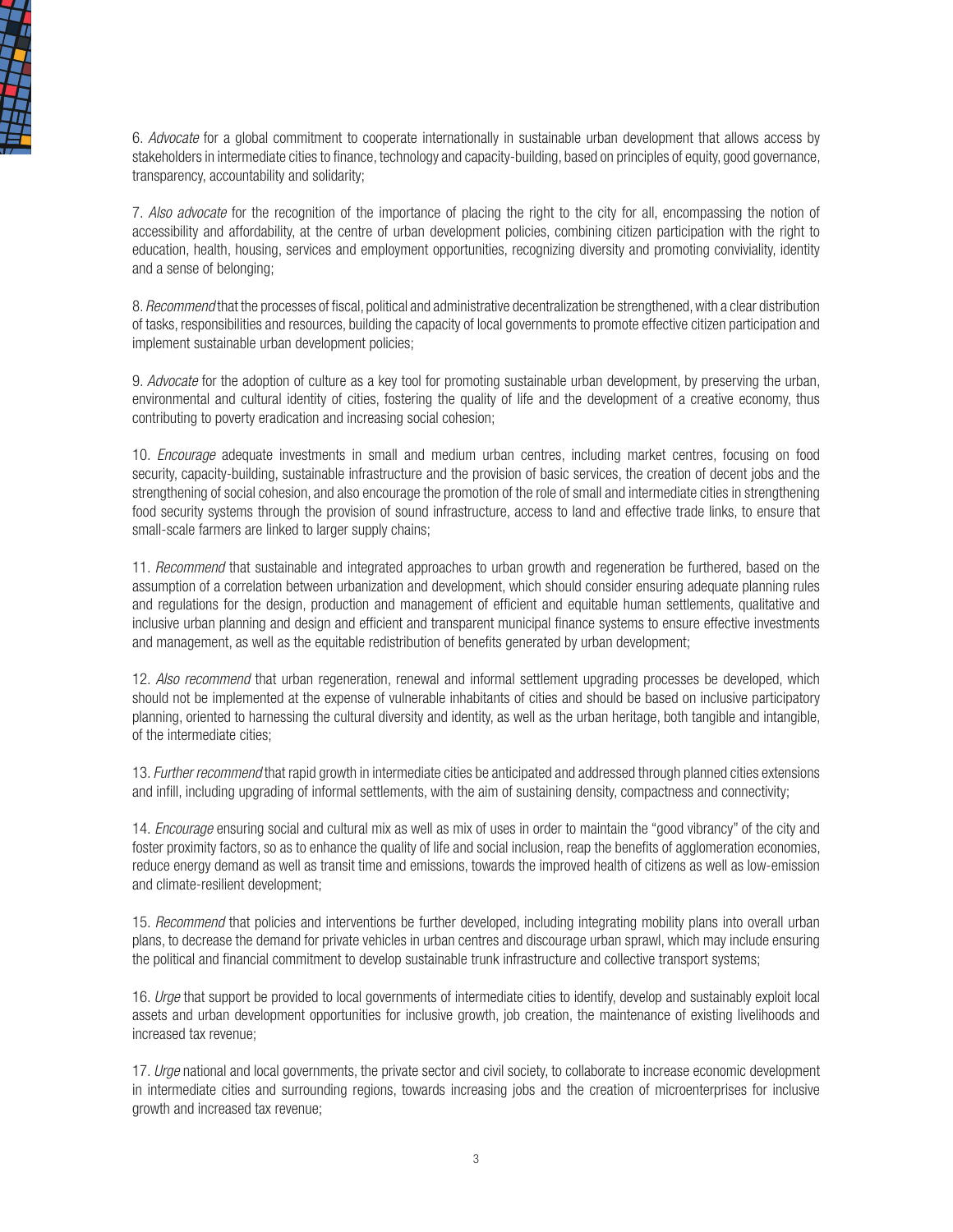6. *Advocate* for a global commitment to cooperate internationally in sustainable urban development that allows access by stakeholders in intermediate cities to finance, technology and capacity-building, based on principles of equity, good governance, transparency, accountability and solidarity;

7. *Also advocate* for the recognition of the importance of placing the right to the city for all, encompassing the notion of accessibility and affordability, at the centre of urban development policies, combining citizen participation with the right to education, health, housing, services and employment opportunities, recognizing diversity and promoting conviviality, identity and a sense of belonging;

8. *Recommend* that the processes of fiscal, political and administrative decentralization be strengthened, with a clear distribution of tasks, responsibilities and resources, building the capacity of local governments to promote effective citizen participation and implement sustainable urban development policies;

9. *Advocate* for the adoption of culture as a key tool for promoting sustainable urban development, by preserving the urban, environmental and cultural identity of cities, fostering the quality of life and the development of a creative economy, thus contributing to poverty eradication and increasing social cohesion;

10. *Encourage* adequate investments in small and medium urban centres, including market centres, focusing on food security, capacity-building, sustainable infrastructure and the provision of basic services, the creation of decent jobs and the strengthening of social cohesion, and also encourage the promotion of the role of small and intermediate cities in strengthening food security systems through the provision of sound infrastructure, access to land and effective trade links, to ensure that small-scale farmers are linked to larger supply chains;

11. *Recommend* that sustainable and integrated approaches to urban growth and regeneration be furthered, based on the assumption of a correlation between urbanization and development, which should consider ensuring adequate planning rules and regulations for the design, production and management of efficient and equitable human settlements, qualitative and inclusive urban planning and design and efficient and transparent municipal finance systems to ensure effective investments and management, as well as the equitable redistribution of benefits generated by urban development;

12. *Also recommend* that urban regeneration, renewal and informal settlement upgrading processes be developed, which should not be implemented at the expense of vulnerable inhabitants of cities and should be based on inclusive participatory planning, oriented to harnessing the cultural diversity and identity, as well as the urban heritage, both tangible and intangible, of the intermediate cities;

13. *Further recommend* that rapid growth in intermediate cities be anticipated and addressed through planned cities extensions and infill, including upgrading of informal settlements, with the aim of sustaining density, compactness and connectivity;

14. *Encourage* ensuring social and cultural mix as well as mix of uses in order to maintain the "good vibrancy" of the city and foster proximity factors, so as to enhance the quality of life and social inclusion, reap the benefits of agglomeration economies, reduce energy demand as well as transit time and emissions, towards the improved health of citizens as well as low-emission and climate-resilient development;

15. *Recommend* that policies and interventions be further developed, including integrating mobility plans into overall urban plans, to decrease the demand for private vehicles in urban centres and discourage urban sprawl, which may include ensuring the political and financial commitment to develop sustainable trunk infrastructure and collective transport systems;

16. *Urge* that support be provided to local governments of intermediate cities to identify, develop and sustainably exploit local assets and urban development opportunities for inclusive growth, job creation, the maintenance of existing livelihoods and increased tax revenue;

17. *Urge* national and local governments, the private sector and civil society, to collaborate to increase economic development in intermediate cities and surrounding regions, towards increasing jobs and the creation of microenterprises for inclusive growth and increased tax revenue;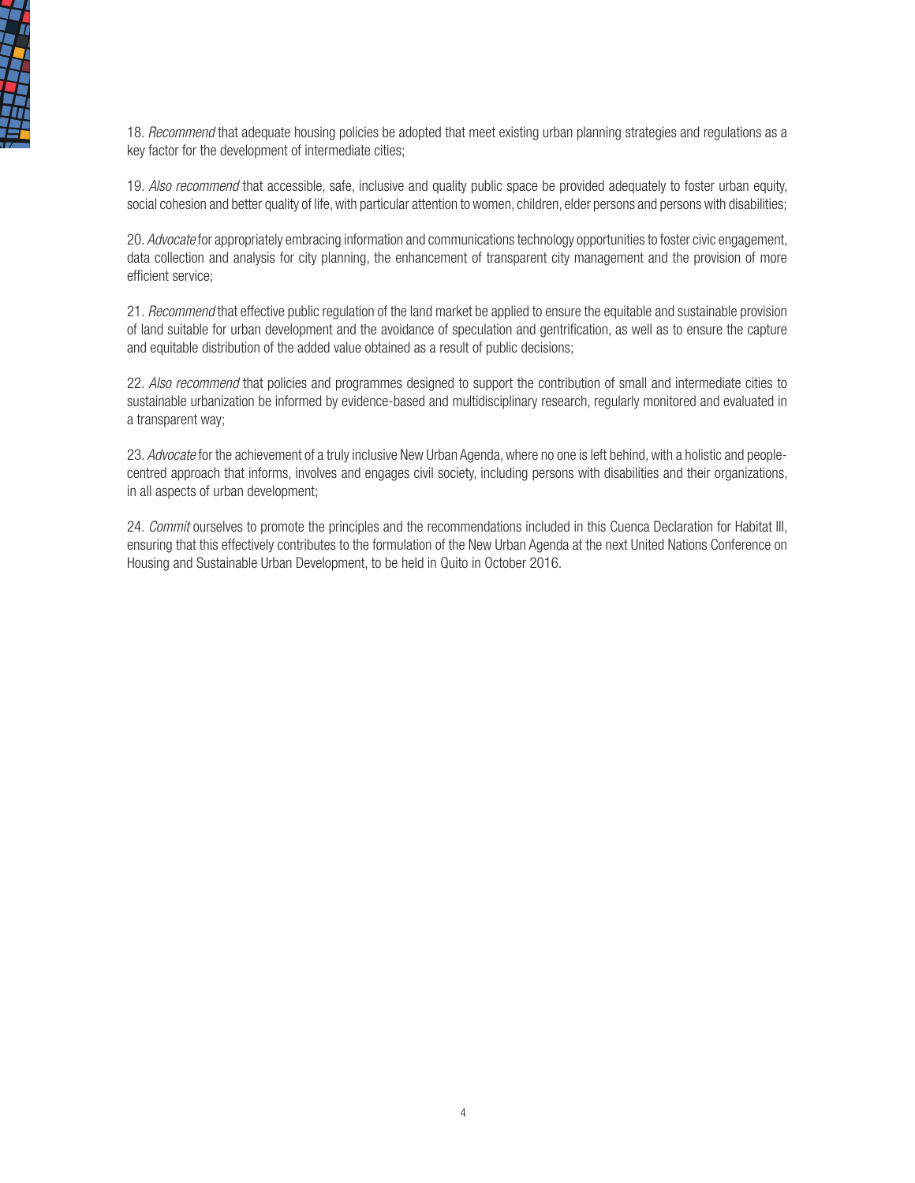18. *Recommend* that adequate housing policies be adopted that meet existing urban planning strategies and regulations as a key factor for the development of intermediate cities;

19. *Also recommend* that accessible, safe, inclusive and quality public space be provided adequately to foster urban equity, social cohesion and better quality of life, with particular attention to women, children, elder persons and persons with disabilities;

20. *Advocate* for appropriately embracing information and communications technology opportunities to foster civic engagement, data collection and analysis for city planning, the enhancement of transparent city management and the provision of more efficient service;

21. *Recommend* that effective public regulation of the land market be applied to ensure the equitable and sustainable provision of land suitable for urban development and the avoidance of speculation and gentrification, as well as to ensure the capture and equitable distribution of the added value obtained as a result of public decisions;

22. *Also recommend* that policies and programmes designed to support the contribution of small and intermediate cities to sustainable urbanization be informed by evidence-based and multidisciplinary research, regularly monitored and evaluated in a transparent way;

23. *Advocate* for the achievement of a truly inclusive New Urban Agenda, where no one is left behind, with a holistic and people-centred approach that informs, involves and engages civil society, including persons with disabilities and their organizations, in all aspects of urban development;

24. *Commit* ourselves to promote the principles and the recommendations included in this Cuenca Declaration for Habitat III, ensuring that this effectively contributes to the formulation of the New Urban Agenda at the next United Nations Conference on Housing and Sustainable Urban Development, to be held in Quito in October 2016.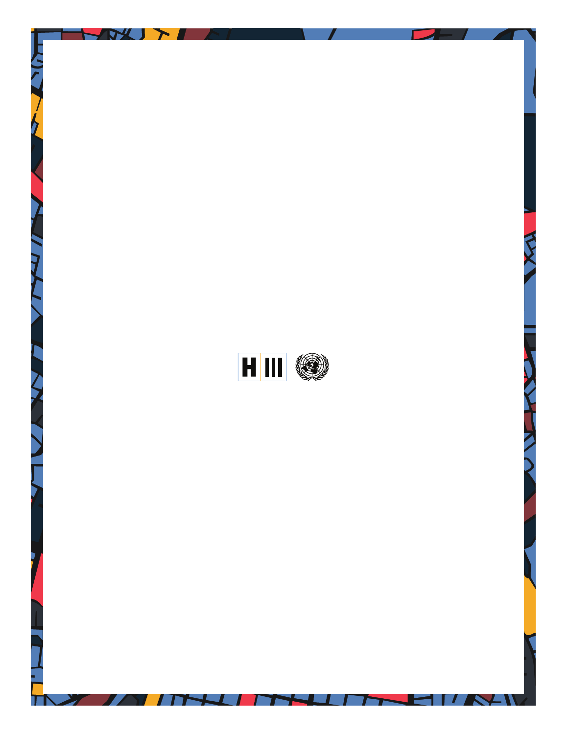H | III